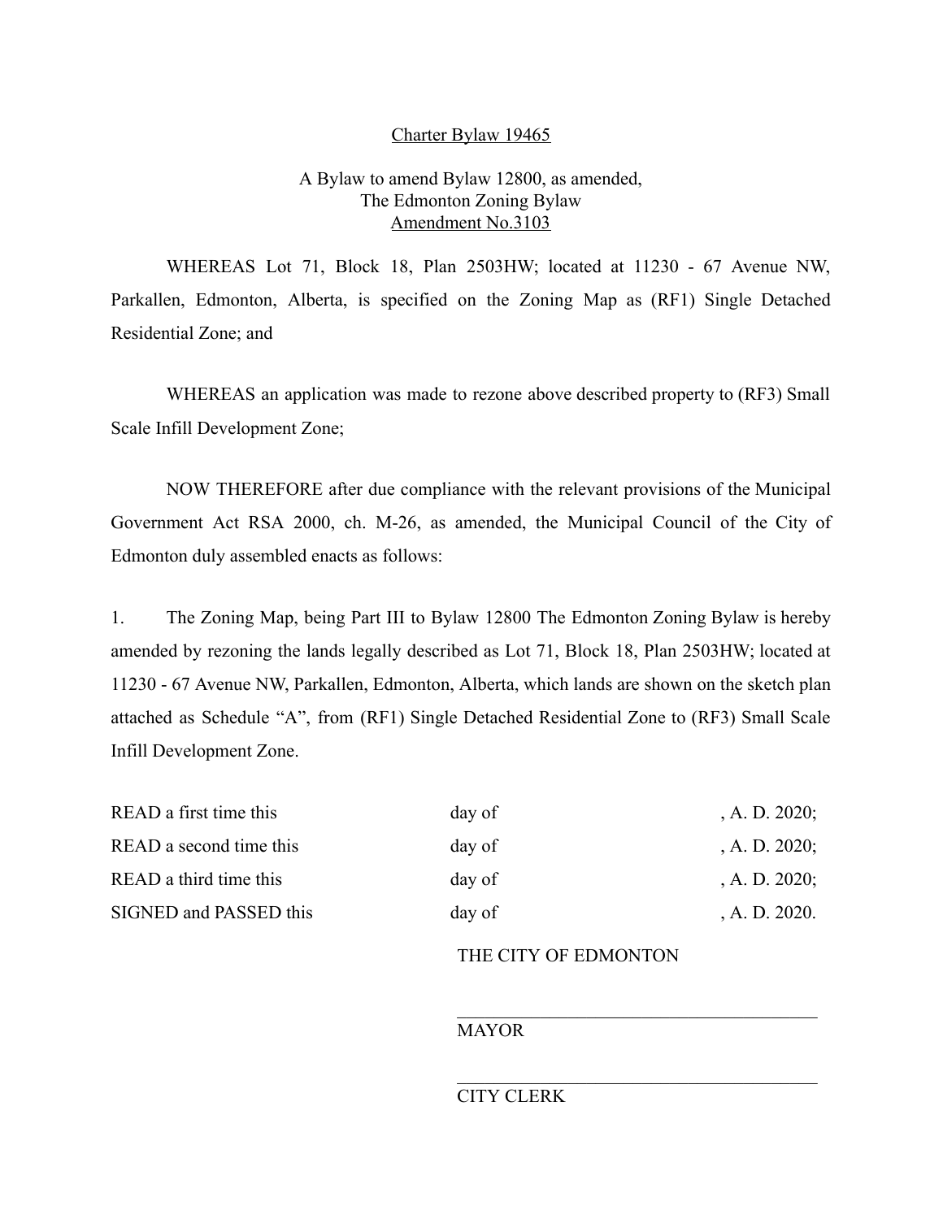# Charter Bylaw 19465

A Bylaw to amend Bylaw 12800, as amended,
The Edmonton Zoning Bylaw
Amendment No.3103

WHEREAS Lot 71, Block 18, Plan 2503HW; located at 11230 - 67 Avenue NW, Parkallen, Edmonton, Alberta, is specified on the Zoning Map as (RF1) Single Detached Residential Zone; and

WHEREAS an application was made to rezone above described property to (RF3) Small Scale Infill Development Zone;

NOW THEREFORE after due compliance with the relevant provisions of the Municipal Government Act RSA 2000, ch. M-26, as amended, the Municipal Council of the City of Edmonton duly assembled enacts as follows:

1. The Zoning Map, being Part III to Bylaw 12800 The Edmonton Zoning Bylaw is hereby amended by rezoning the lands legally described as Lot 71, Block 18, Plan 2503HW; located at 11230 - 67 Avenue NW, Parkallen, Edmonton, Alberta, which lands are shown on the sketch plan attached as Schedule "A", from (RF1) Single Detached Residential Zone to (RF3) Small Scale Infill Development Zone.

| | | |
|---|---|---|
| READ a first time this | day of | , A. D. 2020; |
| READ a second time this | day of | , A. D. 2020; |
| READ a third time this | day of | , A. D. 2020; |
| SIGNED and PASSED this | day of | , A. D. 2020. |

THE CITY OF EDMONTON

\_\_\_\_\_\_\_\_\_\_\_\_\_\_\_\_\_\_\_\_\_\_\_\_\_\_\_\_\_\_\_\_\_\_\_\_

MAYOR

\_\_\_\_\_\_\_\_\_\_\_\_\_\_\_\_\_\_\_\_\_\_\_\_\_\_\_\_\_\_\_\_\_\_\_\_

CITY CLERK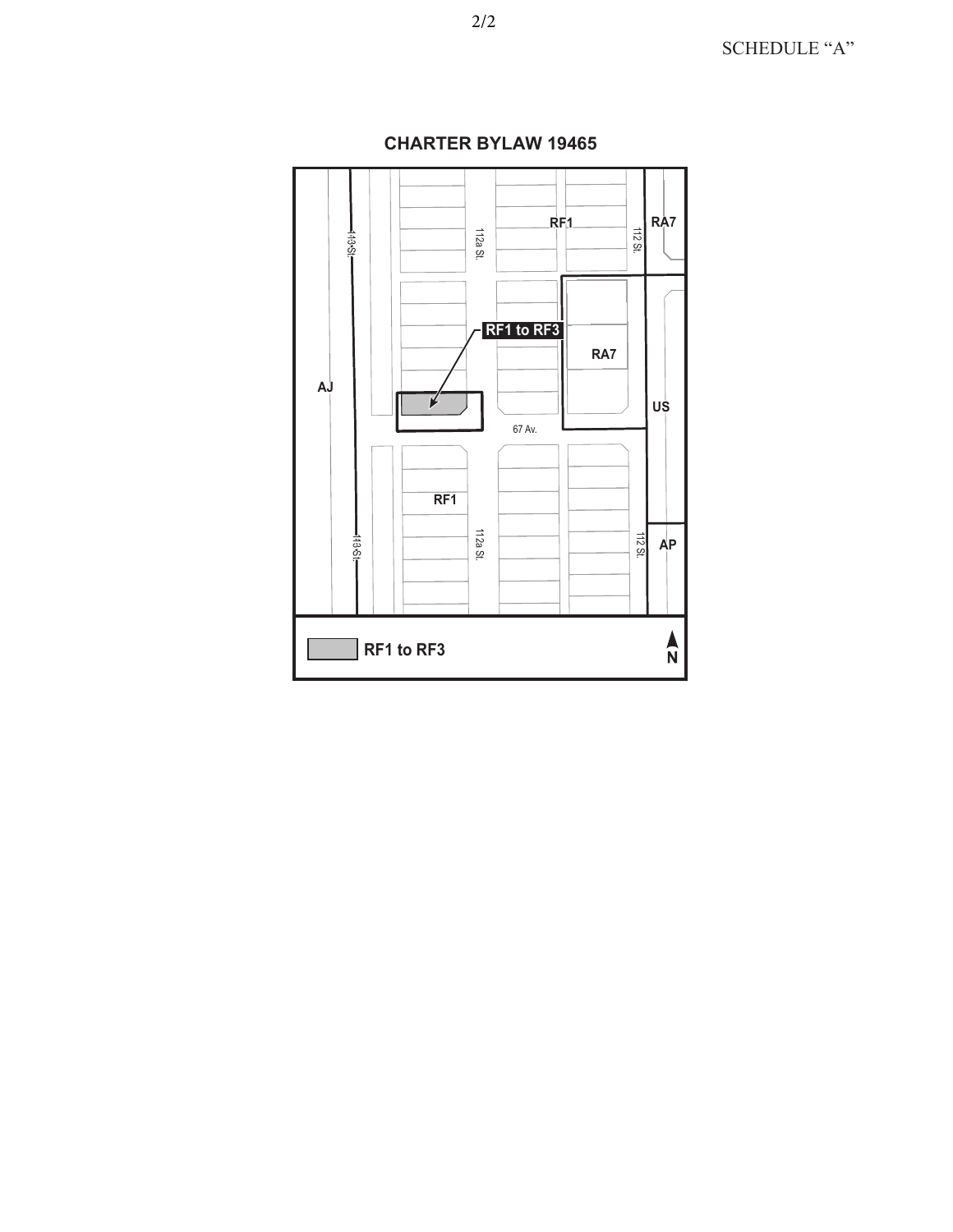SCHEDULE "A"

## CHARTER BYLAW 19465

RF1

RA7

113 St.

112a St.

112 St.

RF1 to RF3

RA7

AJ

US

67 Av.

RF1

113 St.

112a St.

112 St.

AP

RF1 to RF3

N